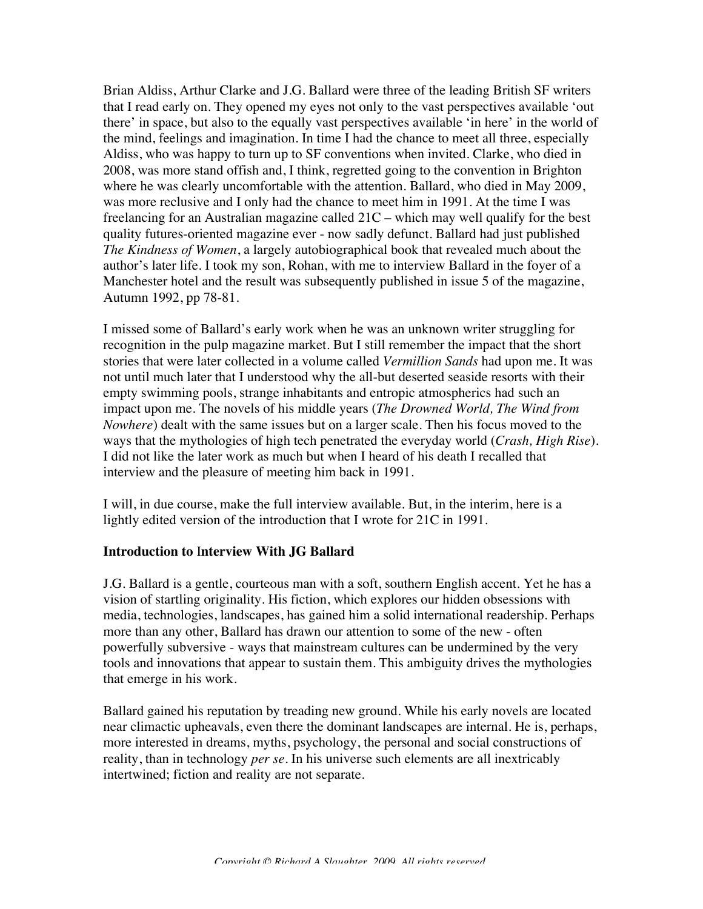Brian Aldiss, Arthur Clarke and J.G. Ballard were three of the leading British SF writers that I read early on. They opened my eyes not only to the vast perspectives available 'out there' in space, but also to the equally vast perspectives available 'in here' in the world of the mind, feelings and imagination. In time I had the chance to meet all three, especially Aldiss, who was happy to turn up to SF conventions when invited. Clarke, who died in 2008, was more stand offish and, I think, regretted going to the convention in Brighton where he was clearly uncomfortable with the attention. Ballard, who died in May 2009, was more reclusive and I only had the chance to meet him in 1991. At the time I was freelancing for an Australian magazine called 21C – which may well qualify for the best quality futures-oriented magazine ever - now sadly defunct. Ballard had just published *The Kindness of Women*, a largely autobiographical book that revealed much about the author's later life. I took my son, Rohan, with me to interview Ballard in the foyer of a Manchester hotel and the result was subsequently published in issue 5 of the magazine, Autumn 1992, pp 78-81.

I missed some of Ballard's early work when he was an unknown writer struggling for recognition in the pulp magazine market. But I still remember the impact that the short stories that were later collected in a volume called *Vermillion Sands* had upon me. It was not until much later that I understood why the all-but deserted seaside resorts with their empty swimming pools, strange inhabitants and entropic atmospherics had such an impact upon me. The novels of his middle years (*The Drowned World, The Wind from Nowhere*) dealt with the same issues but on a larger scale. Then his focus moved to the ways that the mythologies of high tech penetrated the everyday world (*Crash, High Rise*). I did not like the later work as much but when I heard of his death I recalled that interview and the pleasure of meeting him back in 1991.

I will, in due course, make the full interview available. But, in the interim, here is a lightly edited version of the introduction that I wrote for 21C in 1991.

**Introduction to Interview With JG Ballard**

J.G. Ballard is a gentle, courteous man with a soft, southern English accent. Yet he has a vision of startling originality. His fiction, which explores our hidden obsessions with media, technologies, landscapes, has gained him a solid international readership. Perhaps more than any other, Ballard has drawn our attention to some of the new - often powerfully subversive - ways that mainstream cultures can be undermined by the very tools and innovations that appear to sustain them. This ambiguity drives the mythologies that emerge in his work.

Ballard gained his reputation by treading new ground. While his early novels are located near climactic upheavals, even there the dominant landscapes are internal. He is, perhaps, more interested in dreams, myths, psychology, the personal and social constructions of reality, than in technology *per se*. In his universe such elements are all inextricably intertwined; fiction and reality are not separate.

Copyright © Richard A Slaughter, 2009. All rights reserved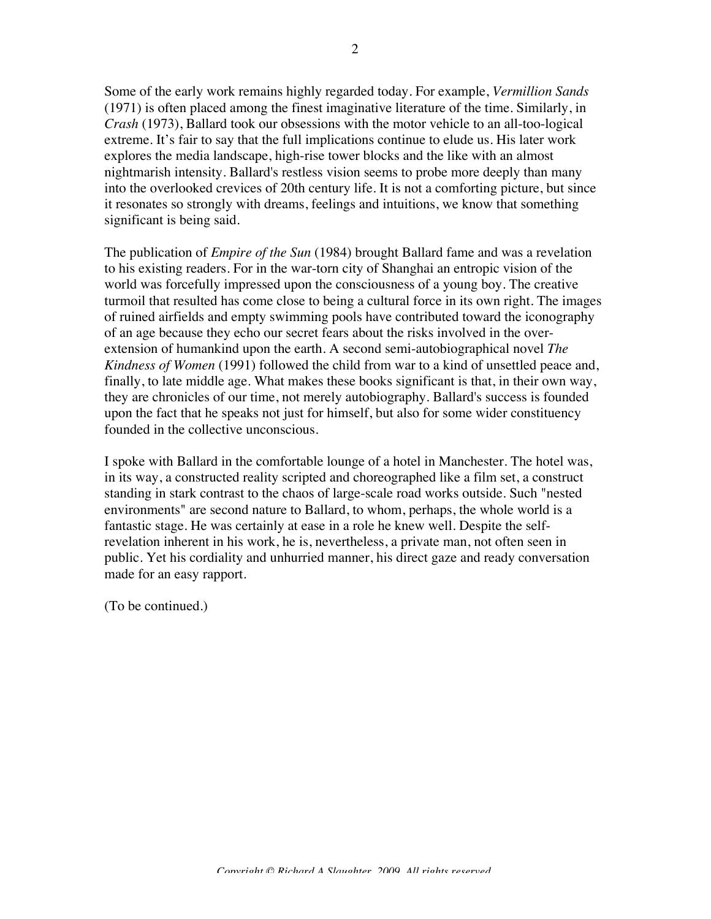Some of the early work remains highly regarded today. For example, *Vermillion Sands* (1971) is often placed among the finest imaginative literature of the time. Similarly, in *Crash* (1973), Ballard took our obsessions with the motor vehicle to an all-too-logical extreme. It's fair to say that the full implications continue to elude us. His later work explores the media landscape, high-rise tower blocks and the like with an almost nightmarish intensity. Ballard's restless vision seems to probe more deeply than many into the overlooked crevices of 20th century life. It is not a comforting picture, but since it resonates so strongly with dreams, feelings and intuitions, we know that something significant is being said.

The publication of *Empire of the Sun* (1984) brought Ballard fame and was a revelation to his existing readers. For in the war-torn city of Shanghai an entropic vision of the world was forcefully impressed upon the consciousness of a young boy. The creative turmoil that resulted has come close to being a cultural force in its own right. The images of ruined airfields and empty swimming pools have contributed toward the iconography of an age because they echo our secret fears about the risks involved in the over-extension of humankind upon the earth. A second semi-autobiographical novel *The Kindness of Women* (1991) followed the child from war to a kind of unsettled peace and, finally, to late middle age. What makes these books significant is that, in their own way, they are chronicles of our time, not merely autobiography. Ballard's success is founded upon the fact that he speaks not just for himself, but also for some wider constituency founded in the collective unconscious.

I spoke with Ballard in the comfortable lounge of a hotel in Manchester. The hotel was, in its way, a constructed reality scripted and choreographed like a film set, a construct standing in stark contrast to the chaos of large-scale road works outside. Such "nested environments" are second nature to Ballard, to whom, perhaps, the whole world is a fantastic stage. He was certainly at ease in a role he knew well. Despite the self-revelation inherent in his work, he is, nevertheless, a private man, not often seen in public. Yet his cordiality and unhurried manner, his direct gaze and ready conversation made for an easy rapport.

(To be continued.)

*Copyright © Richard A Slaughter, 2009. All rights reserved*